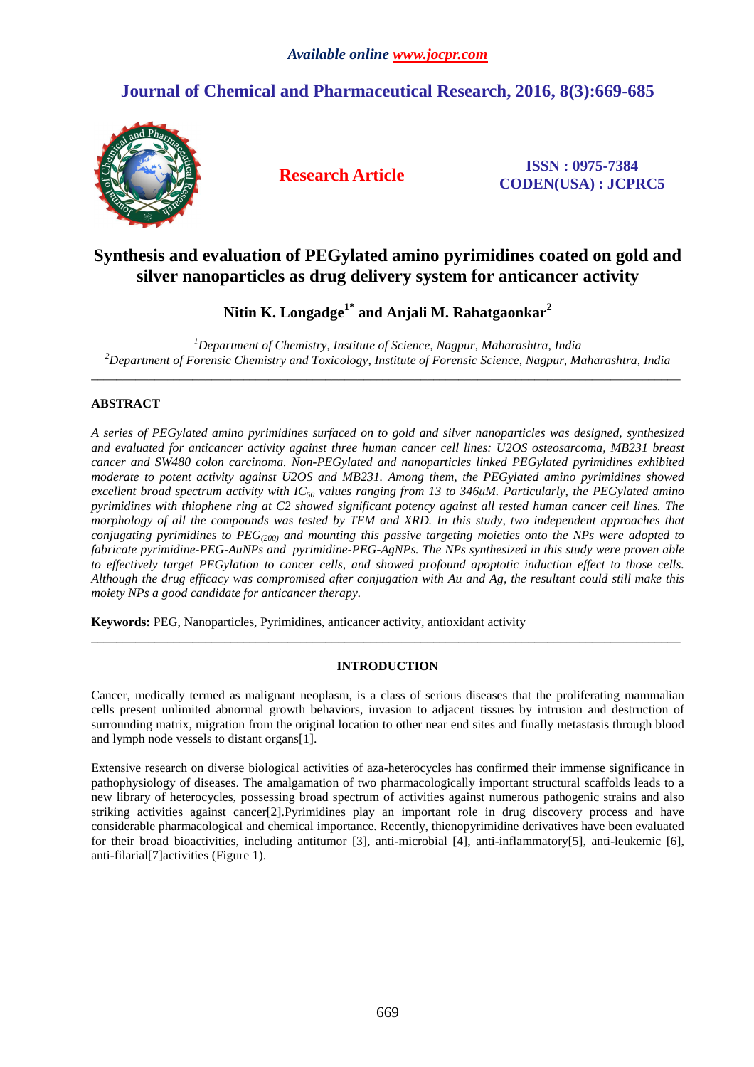*Available online www.jocpr.com*

## Journal of Chemical and Pharmaceutical Research, 2016, 8(3):669-685

**Research Article**

**ISSN : 0975-7384**
**CODEN(USA) : JCPRC5**

# Synthesis and evaluation of PEGylated amino pyrimidines coated on gold and silver nanoparticles as drug delivery system for anticancer activity

**Nitin K. Longadge[1*] and Anjali M. Rahatgaonkar[2]**

[1]*Department of Chemistry, Institute of Science, Nagpur, Maharashtra, India*
[2]*Department of Forensic Chemistry and Toxicology, Institute of Forensic Science, Nagpur, Maharashtra, India*

---

## ABSTRACT

*A series of PEGylated amino pyrimidines surfaced on to gold and silver nanoparticles was designed, synthesized and evaluated for anticancer activity against three human cancer cell lines: U2OS osteosarcoma, MB231 breast cancer and SW480 colon carcinoma. Non-PEGylated and nanoparticles linked PEGylated pyrimidines exhibited moderate to potent activity against U2OS and MB231. Among them, the PEGylated amino pyrimidines showed excellent broad spectrum activity with $IC_{50}$ values ranging from 13 to 346μM. Particularly, the PEGylated amino pyrimidines with thiophene ring at C2 showed significant potency against all tested human cancer cell lines. The morphology of all the compounds was tested by TEM and XRD. In this study, two independent approaches that conjugating pyrimidines to $PEG_{(200)}$ and mounting this passive targeting moieties onto the NPs were adopted to fabricate pyrimidine-PEG-AuNPs and pyrimidine-PEG-AgNPs. The NPs synthesized in this study were proven able to effectively target PEGylation to cancer cells, and showed profound apoptotic induction effect to those cells. Although the drug efficacy was compromised after conjugation with Au and Ag, the resultant could still make this moiety NPs a good candidate for anticancer therapy.*

**Keywords:** PEG, Nanoparticles, Pyrimidines, anticancer activity, antioxidant activity

---

## INTRODUCTION

Cancer, medically termed as malignant neoplasm, is a class of serious diseases that the proliferating mammalian cells present unlimited abnormal growth behaviors, invasion to adjacent tissues by intrusion and destruction of surrounding matrix, migration from the original location to other near end sites and finally metastasis through blood and lymph node vessels to distant organs[1].

Extensive research on diverse biological activities of aza-heterocycles has confirmed their immense significance in pathophysiology of diseases. The amalgamation of two pharmacologically important structural scaffolds leads to a new library of heterocycles, possessing broad spectrum of activities against numerous pathogenic strains and also striking activities against cancer[2].Pyrimidines play an important role in drug discovery process and have considerable pharmacological and chemical importance. Recently, thienopyrimidine derivatives have been evaluated for their broad bioactivities, including antitumor [3], anti-microbial [4], anti-inflammatory[5], anti-leukemic [6], anti-filarial[7]activities (Figure 1).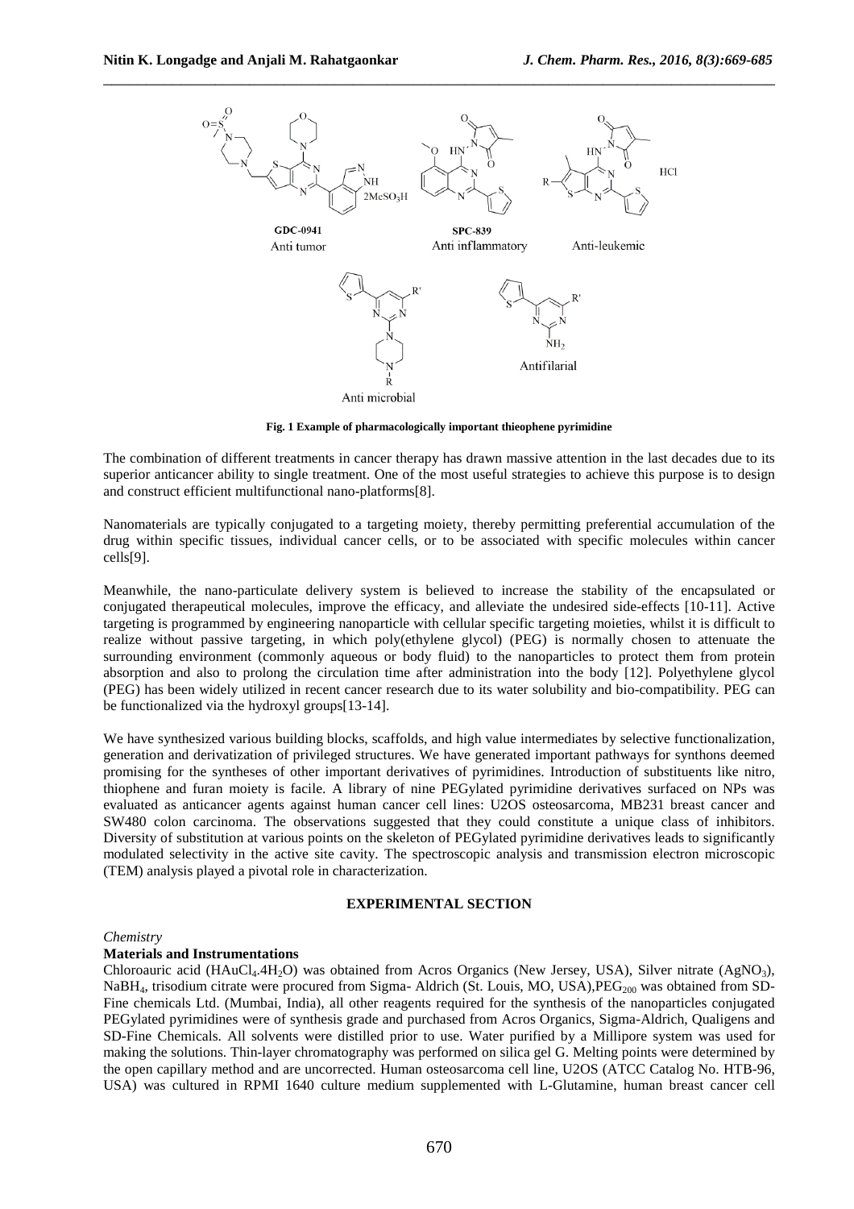Fig. 1 Example of pharmacologically important thiophene pyrimidine

The combination of different treatments in cancer therapy has drawn massive attention in the last decades due to its superior anticancer ability to single treatment. One of the most useful strategies to achieve this purpose is to design and construct efficient multifunctional nano-platforms[8].

Nanomaterials are typically conjugated to a targeting moiety, thereby permitting preferential accumulation of the drug within specific tissues, individual cancer cells, or to be associated with specific molecules within cancer cells[9].

Meanwhile, the nano-particulate delivery system is believed to increase the stability of the encapsulated or conjugated therapeutical molecules, improve the efficacy, and alleviate the undesired side-effects [10-11]. Active targeting is programmed by engineering nanoparticle with cellular specific targeting moieties, whilst it is difficult to realize without passive targeting, in which poly(ethylene glycol) (PEG) is normally chosen to attenuate the surrounding environment (commonly aqueous or body fluid) to the nanoparticles to protect them from protein absorption and also to prolong the circulation time after administration into the body [12]. Polyethylene glycol (PEG) has been widely utilized in recent cancer research due to its water solubility and bio-compatibility. PEG can be functionalized via the hydroxyl groups[13-14].

We have synthesized various building blocks, scaffolds, and high value intermediates by selective functionalization, generation and derivatization of privileged structures. We have generated important pathways for synthons deemed promising for the syntheses of other important derivatives of pyrimidines. Introduction of substituents like nitro, thiophene and furan moiety is facile. A library of nine PEGylated pyrimidine derivatives surfaced on NPs was evaluated as anticancer agents against human cancer cell lines: U2OS osteosarcoma, MB231 breast cancer and SW480 colon carcinoma. The observations suggested that they could constitute a unique class of inhibitors. Diversity of substitution at various points on the skeleton of PEGylated pyrimidine derivatives leads to significantly modulated selectivity in the active site cavity. The spectroscopic analysis and transmission electron microscopic (TEM) analysis played a pivotal role in characterization.

## EXPERIMENTAL SECTION

*Chemistry*

### Materials and Instrumentations

Chloroauric acid ($HAuCl_4.4H_2O$) was obtained from Acros Organics (New Jersey, USA), Silver nitrate ($AgNO_3$), $NaBH_4$, trisodium citrate were procured from Sigma- Aldrich (St. Louis, MO, USA),$PEG_{200}$ was obtained from SD-Fine chemicals Ltd. (Mumbai, India), all other reagents required for the synthesis of the nanoparticles conjugated PEGylated pyrimidines were of synthesis grade and purchased from Acros Organics, Sigma-Aldrich, Qualigens and SD-Fine Chemicals. All solvents were distilled prior to use. Water purified by a Millipore system was used for making the solutions. Thin-layer chromatography was performed on silica gel G. Melting points were determined by the open capillary method and are uncorrected. Human osteosarcoma cell line, U2OS (ATCC Catalog No. HTB-96, USA) was cultured in RPMI 1640 culture medium supplemented with L-Glutamine, human breast cancer cell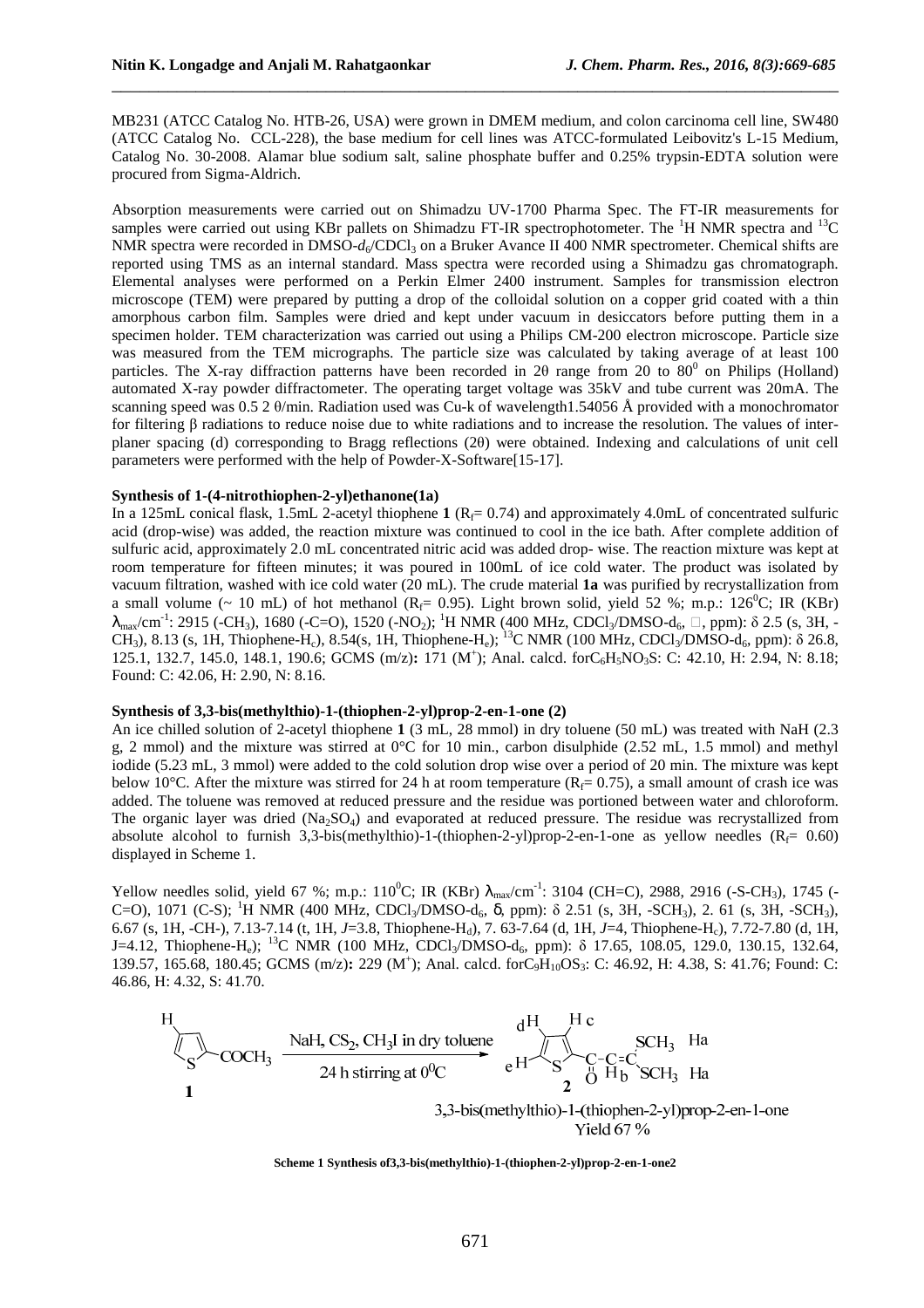MB231 (ATCC Catalog No. HTB-26, USA) were grown in DMEM medium, and colon carcinoma cell line, SW480 (ATCC Catalog No. CCL-228), the base medium for cell lines was ATCC-formulated Leibovitz's L-15 Medium, Catalog No. 30-2008. Alamar blue sodium salt, saline phosphate buffer and 0.25% trypsin-EDTA solution were procured from Sigma-Aldrich.

Absorption measurements were carried out on Shimadzu UV-1700 Pharma Spec. The FT-IR measurements for samples were carried out using KBr pallets on Shimadzu FT-IR spectrophotometer. The $^1H$ NMR spectra and $^{13}C$ NMR spectra were recorded in DMSO-$d_6$/$CDCl_3$ on a Bruker Avance II 400 NMR spectrometer. Chemical shifts are reported using TMS as an internal standard. Mass spectra were recorded using a Shimadzu gas chromatograph. Elemental analyses were performed on a Perkin Elmer 2400 instrument. Samples for transmission electron microscope (TEM) were prepared by putting a drop of the colloidal solution on a copper grid coated with a thin amorphous carbon film. Samples were dried and kept under vacuum in desiccators before putting them in a specimen holder. TEM characterization was carried out using a Philips CM-200 electron microscope. Particle size was measured from the TEM micrographs. The particle size was calculated by taking average of at least 100 particles. The X-ray diffraction patterns have been recorded in 2θ range from 20 to $80^0$ on Philips (Holland) automated X-ray powder diffractometer. The operating target voltage was 35kV and tube current was 20mA. The scanning speed was 0.5 2 θ/min. Radiation used was Cu-k of wavelength1.54056 Å provided with a monochromator for filtering β radiations to reduce noise due to white radiations and to increase the resolution. The values of inter-planer spacing (d) corresponding to Bragg reflections (2θ) were obtained. Indexing and calculations of unit cell parameters were performed with the help of Powder-X-Software[15-17].

**Synthesis of 1-(4-nitrothiophen-2-yl)ethanone(1a)**

In a 125mL conical flask, 1.5mL 2-acetyl thiophene **1** ($R_f$= 0.74) and approximately 4.0mL of concentrated sulfuric acid (drop-wise) was added, the reaction mixture was continued to cool in the ice bath. After complete addition of sulfuric acid, approximately 2.0 mL concentrated nitric acid was added drop- wise. The reaction mixture was kept at room temperature for fifteen minutes; it was poured in 100mL of ice cold water. The product was isolated by vacuum filtration, washed with ice cold water (20 mL). The crude material **1a** was purified by recrystallization from a small volume (~ 10 mL) of hot methanol ($R_f$= 0.95). Light brown solid, yield 52 %; m.p.: $126^0$C; IR (KBr) $\lambda_{max}$/cm$^{-1}$: 2915 (-$CH_3$), 1680 (-C=O), 1520 (-$NO_2$); $^1H$ NMR (400 MHz, $CDCl_3$/DMSO-$d_6$, □, ppm): δ 2.5 (s, 3H, -$CH_3$), 8.13 (s, 1H, Thiophene-$H_c$), 8.54(s, 1H, Thiophene-$H_e$); $^{13}C$ NMR (100 MHz, $CDCl_3$/DMSO-$d_6$, ppm): δ 26.8, 125.1, 132.7, 145.0, 148.1, 190.6; GCMS (m/z)**:** 171 ($M^+$); Anal. calcd. for$C_6H_5NO_3S$: C: 42.10, H: 2.94, N: 8.18; Found: C: 42.06, H: 2.90, N: 8.16.

**Synthesis of 3,3-bis(methylthio)-1-(thiophen-2-yl)prop-2-en-1-one (2)**

An ice chilled solution of 2-acetyl thiophene **1** (3 mL, 28 mmol) in dry toluene (50 mL) was treated with NaH (2.3 g, 2 mmol) and the mixture was stirred at 0°C for 10 min., carbon disulphide (2.52 mL, 1.5 mmol) and methyl iodide (5.23 mL, 3 mmol) were added to the cold solution drop wise over a period of 20 min. The mixture was kept below 10°C. After the mixture was stirred for 24 h at room temperature ($R_f$= 0.75), a small amount of crash ice was added. The toluene was removed at reduced pressure and the residue was portioned between water and chloroform. The organic layer was dried ($Na_2SO_4$) and evaporated at reduced pressure. The residue was recrystallized from absolute alcohol to furnish 3,3-bis(methylthio)-1-(thiophen-2-yl)prop-2-en-1-one as yellow needles ($R_f$= 0.60) displayed in Scheme 1.

Yellow needles solid, yield 67 %; m.p.: $110^0$C; IR (KBr) $\lambda_{max}$/cm$^{-1}$: 3104 (CH=C), 2988, 2916 (-S-$CH_3$), 1745 (-C=O), 1071 (C-S); $^1H$ NMR (400 MHz, $CDCl_3$/DMSO-$d_6$, δ, ppm): δ 2.51 (s, 3H, -$SCH_3$), 2. 61 (s, 3H, -$SCH_3$), 6.67 (s, 1H, -CH-), 7.13-7.14 (t, 1H, *J*=3.8, Thiophene-$H_d$), 7. 63-7.64 (d, 1H, *J*=4, Thiophene-$H_c$), 7.72-7.80 (d, 1H, J=4.12, Thiophene-$H_e$); $^{13}C$ NMR (100 MHz, $CDCl_3$/DMSO-$d_6$, ppm): δ 17.65, 108.05, 129.0, 130.15, 132.64, 139.57, 165.68, 180.45; GCMS (m/z)**:** 229 ($M^+$); Anal. calcd. for$C_9H_{10}OS_3$: C: 46.92, H: 4.38, S: 41.76; Found: C: 46.86, H: 4.32, S: 41.70.

1 —NaH, $CS_2$, $CH_3I$ in dry toluene / 24 h stirring at $0^0$C→ 2

3,3-bis(methylthio)-1-(thiophen-2-yl)prop-2-en-1-one
Yield 67 %

**Scheme 1 Synthesis of3,3-bis(methylthio)-1-(thiophen-2-yl)prop-2-en-1-one2**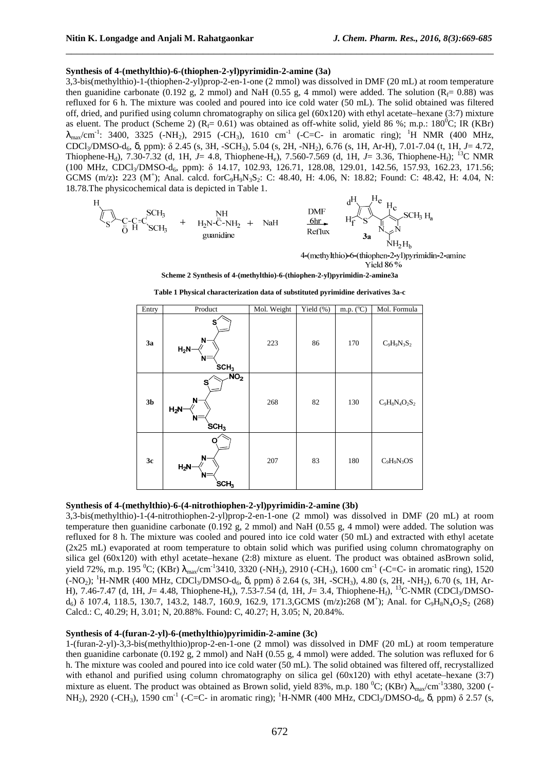### Synthesis of 4-(methylthio)-6-(thiophen-2-yl)pyrimidin-2-amine (3a)

3,3-bis(methylthio)-1-(thiophen-2-yl)prop-2-en-1-one (2 mmol) was dissolved in DMF (20 mL) at room temperature then guanidine carbonate (0.192 g, 2 mmol) and NaH (0.55 g, 4 mmol) were added. The solution ($R_f$= 0.88) was refluxed for 6 h. The mixture was cooled and poured into ice cold water (50 mL). The solid obtained was filtered off, dried, and purified using column chromatography on silica gel (60x120) with ethyl acetate–hexane (3:7) mixture as eluent. The product (Scheme 2) ($R_f$= 0.61) was obtained as off-white solid, yield 86 %; m.p.: 180$^0$C; IR (KBr) $\lambda_{max}$/cm$^{-1}$: 3400, 3325 (-$NH_2$), 2915 (-$CH_3$), 1610 cm$^{-1}$ (-C=C- in aromatic ring); $^1$H NMR (400 MHz, $CDCl_3$/DMSO-$d_6$, δ, ppm): δ 2.45 (s, 3H, -$SCH_3$), 5.04 (s, 2H, -$NH_2$), 6.76 (s, 1H, Ar-H), 7.01-7.04 (t, 1H, *J*= 4.72, Thiophene-$H_d$), 7.30-7.32 (d, 1H, *J*= 4.8, Thiophene-$H_e$), 7.560-7.569 (d, 1H, *J*= 3.36, Thiophene-$H_f$); $^{13}$C NMR (100 MHz, $CDCl_3$/DMSO-$d_6$, ppm): δ 14.17, 102.93, 126.71, 128.08, 129.01, 142.56, 157.93, 162.23, 171.56; GCMS (m/z)**:** 223 ($M^+$); Anal. calcd. for$C_9H_9N_3S_2$: C: 48.40, H: 4.06, N: 18.82; Found: C: 48.42, H: 4.04, N: 18.78.The physicochemical data is depicted in Table 1.

**Scheme 2 Synthesis of 4-(methylthio)-6-(thiophen-2-yl)pyrimidin-2-amine3a**

**Table 1 Physical characterization data of substituted pyrimidine derivatives 3a-c**

| Entry | Product | Mol. Weight | Yield (%) | m.p. (°C) | Mol. Formula |
|---|---|---|---|---|---|
| **3a** | | 223 | 86 | 170 | $C_9H_9N_3S_2$ |
| **3b** | | 268 | 82 | 130 | $C_9H_8N_4O_2S_2$ |
| **3c** | | 207 | 83 | 180 | $C_9H_9N_3OS$ |

### Synthesis of 4-(methylthio)-6-(4-nitrothiophen-2-yl)pyrimidin-2-amine (3b)

3,3-bis(methylthio)-1-(4-nitrothiophen-2-yl)prop-2-en-1-one (2 mmol) was dissolved in DMF (20 mL) at room temperature then guanidine carbonate (0.192 g, 2 mmol) and NaH (0.55 g, 4 mmol) were added. The solution was refluxed for 8 h. The mixture was cooled and poured into ice cold water (50 mL) and extracted with ethyl acetate (2x25 mL) evaporated at room temperature to obtain solid which was purified using column chromatography on silica gel (60x120) with ethyl acetate–hexane (2:8) mixture as eluent. The product was obtained asBrown solid, yield 72%, m.p. 195 $^0$C; (KBr) $\lambda_{max}$/cm$^{-1}$3410, 3320 (-$NH_2$), 2910 (-$CH_3$), 1600 cm$^{-1}$ (-C=C- in aromatic ring), 1520 (-$NO_2$); $^1$H-NMR (400 MHz, $CDCl_3$/DMSO-$d_6$, δ, ppm) δ 2.64 (s, 3H, -$SCH_3$), 4.80 (s, 2H, -$NH_2$), 6.70 (s, 1H, Ar-H), 7.46-7.47 (d, 1H, *J*= 4.48, Thiophene-$H_e$), 7.53-7.54 (d, 1H, *J*= 3.4, Thiophene-$H_f$), $^{13}$C-NMR ($CDCl_3$/DMSO-$d_6$) δ 107.4, 118.5, 130.7, 143.2, 148.7, 160.9, 162.9, 171.3,GCMS (m/z)**:**268 ($M^+$); Anal. for $C_9H_8N_4O_2S_2$ (268) Calcd.: C, 40.29; H, 3.01; N, 20.88%. Found: C, 40.27; H, 3.05; N, 20.84%.

### Synthesis of 4-(furan-2-yl)-6-(methylthio)pyrimidin-2-amine (3c)

1-(furan-2-yl)-3,3-bis(methylthio)prop-2-en-1-one (2 mmol) was dissolved in DMF (20 mL) at room temperature then guanidine carbonate (0.192 g, 2 mmol) and NaH (0.55 g, 4 mmol) were added. The solution was refluxed for 6 h. The mixture was cooled and poured into ice cold water (50 mL). The solid obtained was filtered off, recrystallized with ethanol and purified using column chromatography on silica gel (60x120) with ethyl acetate–hexane (3:7) mixture as eluent. The product was obtained as Brown solid, yield 83%, m.p. 180 $^0$C; (KBr) $\lambda_{max}$/cm$^{-1}$3380, 3200 (-$NH_2$), 2920 (-$CH_3$), 1590 cm$^{-1}$ (-C=C- in aromatic ring); $^1$H-NMR (400 MHz, $CDCl_3$/DMSO-$d_6$, δ, ppm) δ 2.57 (s,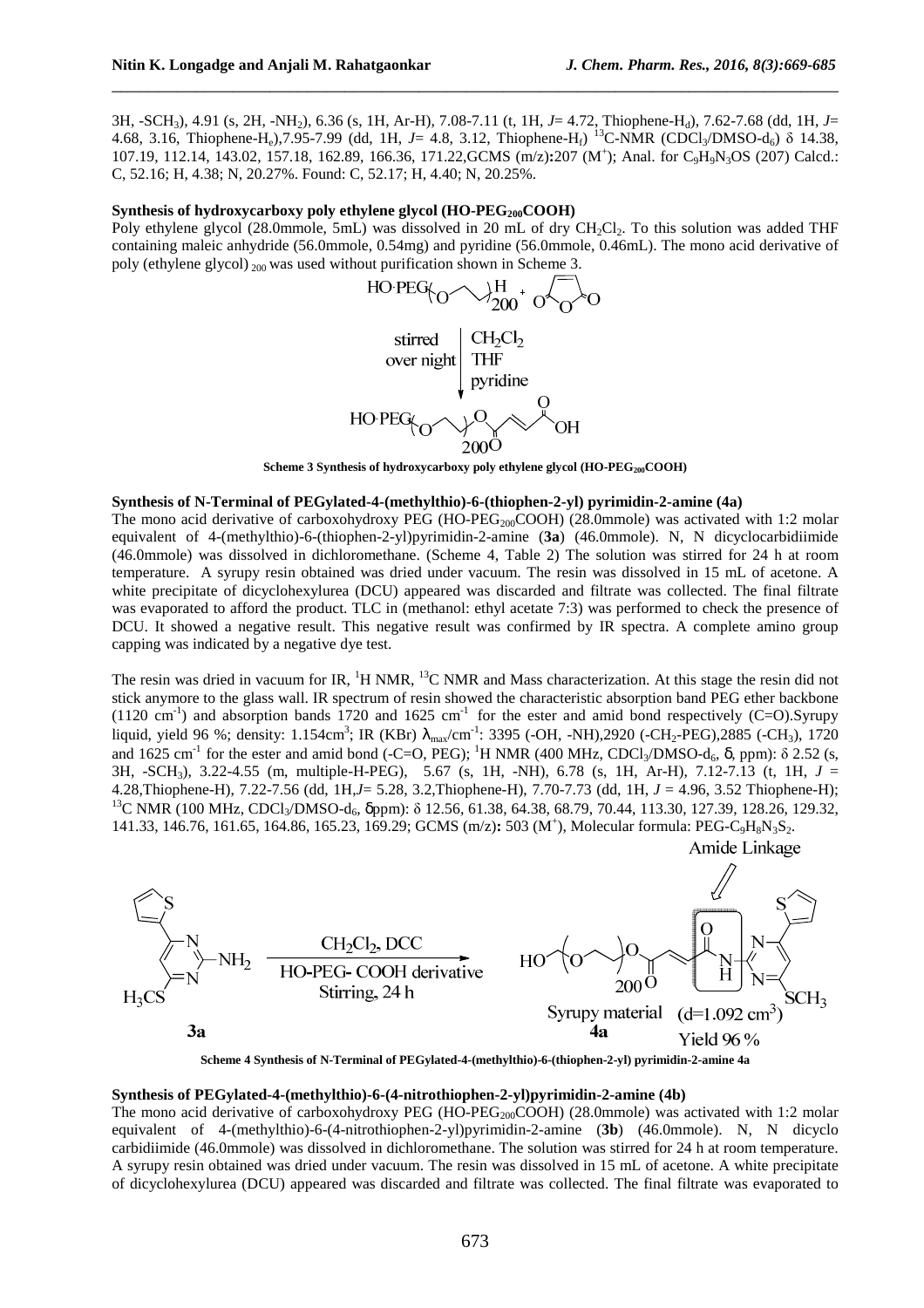3H, -$SCH_3$), 4.91 (s, 2H, -$NH_2$), 6.36 (s, 1H, Ar-H), 7.08-7.11 (t, 1H, $J$= 4.72, Thiophene-$H_d$), 7.62-7.68 (dd, 1H, $J$= 4.68, 3.16, Thiophene-$H_e$),7.95-7.99 (dd, 1H, $J$= 4.8, 3.12, Thiophene-$H_f$) $^{13}$C-NMR ($CDCl_3$/DMSO-$d_6$) δ 14.38, 107.19, 112.14, 143.02, 157.18, 162.89, 166.36, 171.22,GCMS (m/z)**:**207 ($M^+$); Anal. for $C_9H_9N_3OS$ (207) Calcd.: C, 52.16; H, 4.38; N, 20.27%. Found: C, 52.17; H, 4.40; N, 20.25%.

**Synthesis of hydroxycarboxy poly ethylene glycol (HO-$PEG_{200}$COOH)**

Poly ethylene glycol (28.0mmole, 5mL) was dissolved in 20 mL of dry $CH_2Cl_2$. To this solution was added THF containing maleic anhydride (56.0mmole, 0.54mg) and pyridine (56.0mmole, 0.46mL). The mono acid derivative of poly (ethylene glycol) $_{200}$ was used without purification shown in Scheme 3.

**Scheme 3 Synthesis of hydroxycarboxy poly ethylene glycol (HO-$PEG_{200}$COOH)**

**Synthesis of N-Terminal of PEGylated-4-(methylthio)-6-(thiophen-2-yl) pyrimidin-2-amine (4a)**

The mono acid derivative of carboxohydroxy PEG (HO-$PEG_{200}$COOH) (28.0mmole) was activated with 1:2 molar equivalent of 4-(methylthio)-6-(thiophen-2-yl)pyrimidin-2-amine (**3a**) (46.0mmole). N, N dicyclocarbidiimide (46.0mmole) was dissolved in dichloromethane. (Scheme 4, Table 2) The solution was stirred for 24 h at room temperature. A syrupy resin obtained was dried under vacuum. The resin was dissolved in 15 mL of acetone. A white precipitate of dicyclohexylurea (DCU) appeared was discarded and filtrate was collected. The final filtrate was evaporated to afford the product. TLC in (methanol: ethyl acetate 7:3) was performed to check the presence of DCU. It showed a negative result. This negative result was confirmed by IR spectra. A complete amino group capping was indicated by a negative dye test.

The resin was dried in vacuum for IR, $^1$H NMR, $^{13}$C NMR and Mass characterization. At this stage the resin did not stick anymore to the glass wall. IR spectrum of resin showed the characteristic absorption band PEG ether backbone (1120 $cm^{-1}$) and absorption bands 1720 and 1625 $cm^{-1}$ for the ester and amid bond respectively (C=O).Syrupy liquid, yield 96 %; density: 1.154$cm^3$; IR (KBr) $\lambda_{max}$/$cm^{-1}$: 3395 (-OH, -NH),2920 (-$CH_2$-PEG),2885 (-$CH_3$), 1720 and 1625 $cm^{-1}$ for the ester and amid bond (-C=O, PEG); $^1$H NMR (400 MHz, $CDCl_3$/DMSO-$d_6$, δ, ppm): δ 2.52 (s, 3H, -$SCH_3$), 3.22-4.55 (m, multiple-H-PEG), 5.67 (s, 1H, -NH), 6.78 (s, 1H, Ar-H), 7.12-7.13 (t, 1H, $J$ = 4.28,Thiophene-H), 7.22-7.56 (dd, 1H,$J$= 5.28, 3.2,Thiophene-H), 7.70-7.73 (dd, 1H, $J$ = 4.96, 3.52 Thiophene-H); $^{13}$C NMR (100 MHz, $CDCl_3$/DMSO-$d_6$, δppm): δ 12.56, 61.38, 64.38, 68.79, 70.44, 113.30, 127.39, 128.26, 129.32, 141.33, 146.76, 161.65, 164.86, 165.23, 169.29; GCMS (m/z)**:** 503 ($M^+$), Molecular formula: PEG-$C_9H_8N_3S_2$.

**Scheme 4 Synthesis of N-Terminal of PEGylated-4-(methylthio)-6-(thiophen-2-yl) pyrimidin-2-amine 4a**

**Synthesis of PEGylated-4-(methylthio)-6-(4-nitrothiophen-2-yl)pyrimidin-2-amine (4b)**

The mono acid derivative of carboxohydroxy PEG (HO-$PEG_{200}$COOH) (28.0mmole) was activated with 1:2 molar equivalent of 4-(methylthio)-6-(4-nitrothiophen-2-yl)pyrimidin-2-amine (**3b**) (46.0mmole). N, N dicyclo carbidiimide (46.0mmole) was dissolved in dichloromethane. The solution was stirred for 24 h at room temperature. A syrupy resin obtained was dried under vacuum. The resin was dissolved in 15 mL of acetone. A white precipitate of dicyclohexylurea (DCU) appeared was discarded and filtrate was collected. The final filtrate was evaporated to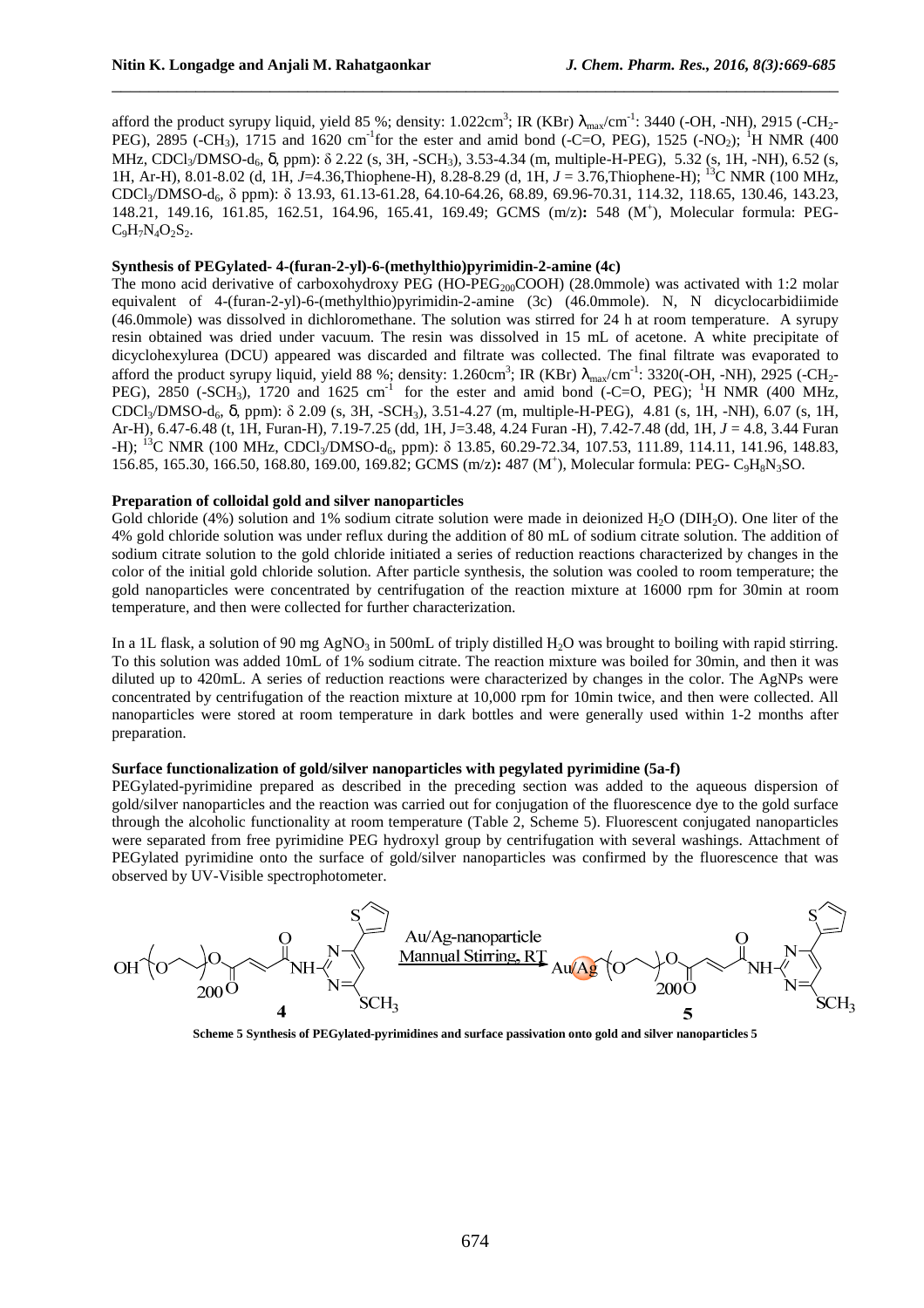afford the product syrupy liquid, yield 85 %; density: 1.022cm$^3$; IR (KBr) $\lambda_{max}$/cm$^{-1}$: 3440 (-OH, -NH), 2915 (-CH$_2$-PEG), 2895 (-CH$_3$), 1715 and 1620 cm$^{-1}$for the ester and amid bond (-C=O, PEG), 1525 (-NO$_2$); $^1$H NMR (400 MHz, CDCl$_3$/DMSO-d$_6$, δ, ppm): δ 2.22 (s, 3H, -SCH$_3$), 3.53-4.34 (m, multiple-H-PEG), 5.32 (s, 1H, -NH), 6.52 (s, 1H, Ar-H), 8.01-8.02 (d, 1H, *J*=4.36,Thiophene-H), 8.28-8.29 (d, 1H, *J* = 3.76,Thiophene-H); $^{13}$C NMR (100 MHz, CDCl$_3$/DMSO-d$_6$, δ ppm): δ 13.93, 61.13-61.28, 64.10-64.26, 68.89, 69.96-70.31, 114.32, 118.65, 130.46, 143.23, 148.21, 149.16, 161.85, 162.51, 164.96, 165.41, 169.49; GCMS (m/z)**:** 548 (M$^+$), Molecular formula: PEG-$C_9H_7N_4O_2S_2$.

**Synthesis of PEGylated- 4-(furan-2-yl)-6-(methylthio)pyrimidin-2-amine (4c)**

The mono acid derivative of carboxohydroxy PEG (HO-PEG$_{200}$COOH) (28.0mmole) was activated with 1:2 molar equivalent of 4-(furan-2-yl)-6-(methylthio)pyrimidin-2-amine (3c) (46.0mmole). N, N dicyclocarbidiimide (46.0mmole) was dissolved in dichloromethane. The solution was stirred for 24 h at room temperature. A syrupy resin obtained was dried under vacuum. The resin was dissolved in 15 mL of acetone. A white precipitate of dicyclohexylurea (DCU) appeared was discarded and filtrate was collected. The final filtrate was evaporated to afford the product syrupy liquid, yield 88 %; density: 1.260cm$^3$; IR (KBr) $\lambda_{max}$/cm$^{-1}$: 3320(-OH, -NH), 2925 (-CH$_2$-PEG), 2850 (-SCH$_3$), 1720 and 1625 cm$^{-1}$ for the ester and amid bond (-C=O, PEG); $^1$H NMR (400 MHz, CDCl$_3$/DMSO-d$_6$, δ, ppm): δ 2.09 (s, 3H, -SCH$_3$), 3.51-4.27 (m, multiple-H-PEG), 4.81 (s, 1H, -NH), 6.07 (s, 1H, Ar-H), 6.47-6.48 (t, 1H, Furan-H), 7.19-7.25 (dd, 1H, J=3.48, 4.24 Furan -H), 7.42-7.48 (dd, 1H, *J* = 4.8, 3.44 Furan -H); $^{13}$C NMR (100 MHz, CDCl$_3$/DMSO-d$_6$, ppm): δ 13.85, 60.29-72.34, 107.53, 111.89, 114.11, 141.96, 148.83, 156.85, 165.30, 166.50, 168.80, 169.00, 169.82; GCMS (m/z)**:** 487 (M$^+$), Molecular formula: PEG- $C_9H_8N_3SO$.

**Preparation of colloidal gold and silver nanoparticles**

Gold chloride (4%) solution and 1% sodium citrate solution were made in deionized $H_2O$ (DI$H_2O$). One liter of the 4% gold chloride solution was under reflux during the addition of 80 mL of sodium citrate solution. The addition of sodium citrate solution to the gold chloride initiated a series of reduction reactions characterized by changes in the color of the initial gold chloride solution. After particle synthesis, the solution was cooled to room temperature; the gold nanoparticles were concentrated by centrifugation of the reaction mixture at 16000 rpm for 30min at room temperature, and then were collected for further characterization.

In a 1L flask, a solution of 90 mg $AgNO_3$ in 500mL of triply distilled $H_2O$ was brought to boiling with rapid stirring. To this solution was added 10mL of 1% sodium citrate. The reaction mixture was boiled for 30min, and then it was diluted up to 420mL. A series of reduction reactions were characterized by changes in the color. The AgNPs were concentrated by centrifugation of the reaction mixture at 10,000 rpm for 10min twice, and then were collected. All nanoparticles were stored at room temperature in dark bottles and were generally used within 1-2 months after preparation.

**Surface functionalization of gold/silver nanoparticles with pegylated pyrimidine (5a-f)**

PEGylated-pyrimidine prepared as described in the preceding section was added to the aqueous dispersion of gold/silver nanoparticles and the reaction was carried out for conjugation of the fluorescence dye to the gold surface through the alcoholic functionality at room temperature (Table 2, Scheme 5). Fluorescent conjugated nanoparticles were separated from free pyrimidine PEG hydroxyl group by centrifugation with several washings. Attachment of PEGylated pyrimidine onto the surface of gold/silver nanoparticles was confirmed by the fluorescence that was observed by UV-Visible spectrophotometer.

**Scheme 5 Synthesis of PEGylated-pyrimidines and surface passivation onto gold and silver nanoparticles 5**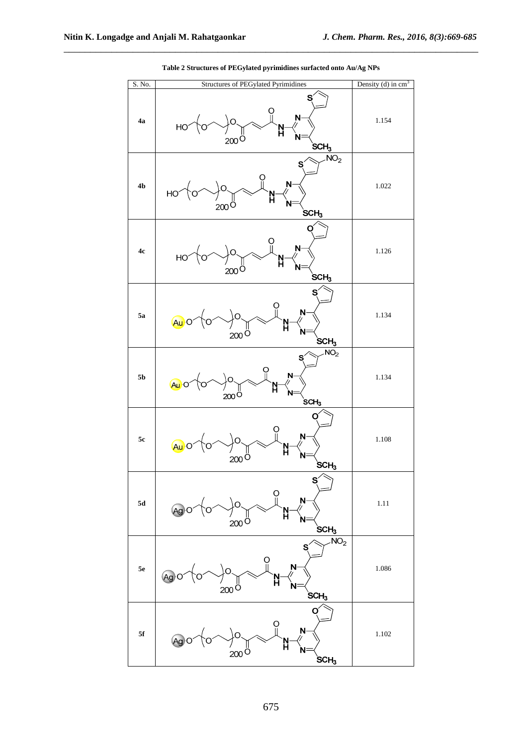**Table 2 Structures of PEGylated pyrimidines surfacted onto Au/Ag NPs**

| S. No. | Structures of PEGylated Pyrimidines | Density (d) in $cm^3$ |
|---|---|---|
| **4a** | | 1.154 |
| **4b** | | 1.022 |
| **4c** | | 1.126 |
| **5a** | | 1.134 |
| **5b** | | 1.134 |
| **5c** | | 1.108 |
| **5d** | | 1.11 |
| **5e** | | 1.086 |
| **5f** | | 1.102 |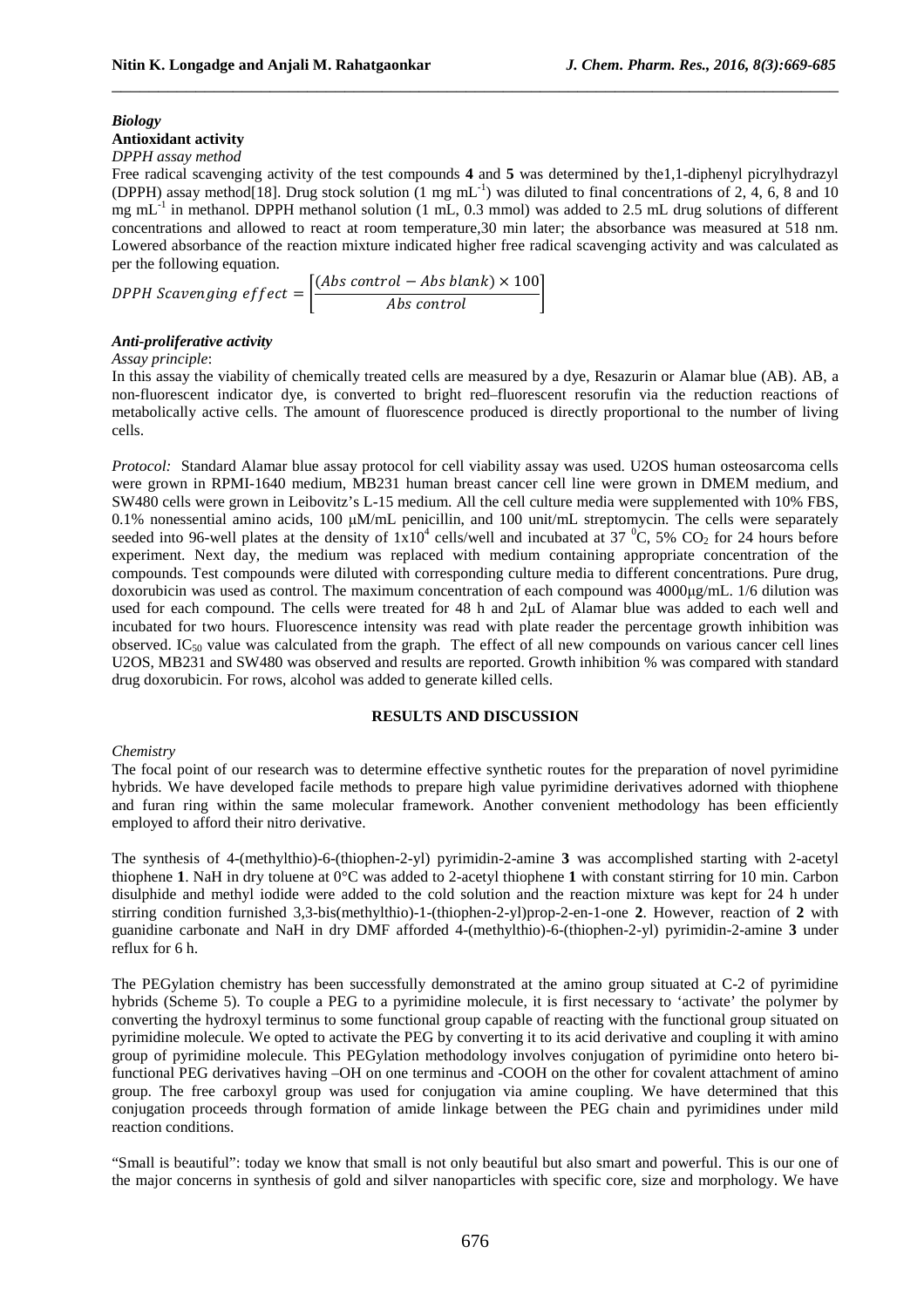### *Biology*

**Antioxidant activity**

*DPPH assay method*

Free radical scavenging activity of the test compounds **4** and **5** was determined by the1,1-diphenyl picrylhydrazyl (DPPH) assay method[18]. Drug stock solution (1 mg $mL^{-1}$) was diluted to final concentrations of 2, 4, 6, 8 and 10 mg $mL^{-1}$ in methanol. DPPH methanol solution (1 mL, 0.3 mmol) was added to 2.5 mL drug solutions of different concentrations and allowed to react at room temperature,30 min later; the absorbance was measured at 518 nm. Lowered absorbance of the reaction mixture indicated higher free radical scavenging activity and was calculated as per the following equation.

$$DPPH\ Scavenging\ effect = \left[\frac{(Abs\ control - Abs\ blank) \times 100}{Abs\ control}\right]$$

### *Anti-proliferative activity*

*Assay principle*:

In this assay the viability of chemically treated cells are measured by a dye, Resazurin or Alamar blue (AB). AB, a non-fluorescent indicator dye, is converted to bright red–fluorescent resorufin via the reduction reactions of metabolically active cells. The amount of fluorescence produced is directly proportional to the number of living cells.

*Protocol:* Standard Alamar blue assay protocol for cell viability assay was used. U2OS human osteosarcoma cells were grown in RPMI-1640 medium, MB231 human breast cancer cell line were grown in DMEM medium, and SW480 cells were grown in Leibovitz's L-15 medium. All the cell culture media were supplemented with 10% FBS, 0.1% nonessential amino acids, 100 μM/mL penicillin, and 100 unit/mL streptomycin. The cells were separately seeded into 96-well plates at the density of $1x10^4$ cells/well and incubated at 37 $^0$C, 5% $CO_2$ for 24 hours before experiment. Next day, the medium was replaced with medium containing appropriate concentration of the compounds. Test compounds were diluted with corresponding culture media to different concentrations. Pure drug, doxorubicin was used as control. The maximum concentration of each compound was 4000μg/mL. 1/6 dilution was used for each compound. The cells were treated for 48 h and 2μL of Alamar blue was added to each well and incubated for two hours. Fluorescence intensity was read with plate reader the percentage growth inhibition was observed. $IC_{50}$ value was calculated from the graph. The effect of all new compounds on various cancer cell lines U2OS, MB231 and SW480 was observed and results are reported. Growth inhibition % was compared with standard drug doxorubicin. For rows, alcohol was added to generate killed cells.

## RESULTS AND DISCUSSION

*Chemistry*

The focal point of our research was to determine effective synthetic routes for the preparation of novel pyrimidine hybrids. We have developed facile methods to prepare high value pyrimidine derivatives adorned with thiophene and furan ring within the same molecular framework. Another convenient methodology has been efficiently employed to afford their nitro derivative.

The synthesis of 4-(methylthio)-6-(thiophen-2-yl) pyrimidin-2-amine **3** was accomplished starting with 2-acetyl thiophene **1**. NaH in dry toluene at 0°C was added to 2-acetyl thiophene **1** with constant stirring for 10 min. Carbon disulphide and methyl iodide were added to the cold solution and the reaction mixture was kept for 24 h under stirring condition furnished 3,3-bis(methylthio)-1-(thiophen-2-yl)prop-2-en-1-one **2**. However, reaction of **2** with guanidine carbonate and NaH in dry DMF afforded 4-(methylthio)-6-(thiophen-2-yl) pyrimidin-2-amine **3** under reflux for 6 h.

The PEGylation chemistry has been successfully demonstrated at the amino group situated at C-2 of pyrimidine hybrids (Scheme 5). To couple a PEG to a pyrimidine molecule, it is first necessary to 'activate' the polymer by converting the hydroxyl terminus to some functional group capable of reacting with the functional group situated on pyrimidine molecule. We opted to activate the PEG by converting it to its acid derivative and coupling it with amino group of pyrimidine molecule. This PEGylation methodology involves conjugation of pyrimidine onto hetero bi-functional PEG derivatives having –OH on one terminus and -COOH on the other for covalent attachment of amino group. The free carboxyl group was used for conjugation via amine coupling. We have determined that this conjugation proceeds through formation of amide linkage between the PEG chain and pyrimidines under mild reaction conditions.

"Small is beautiful": today we know that small is not only beautiful but also smart and powerful. This is our one of the major concerns in synthesis of gold and silver nanoparticles with specific core, size and morphology. We have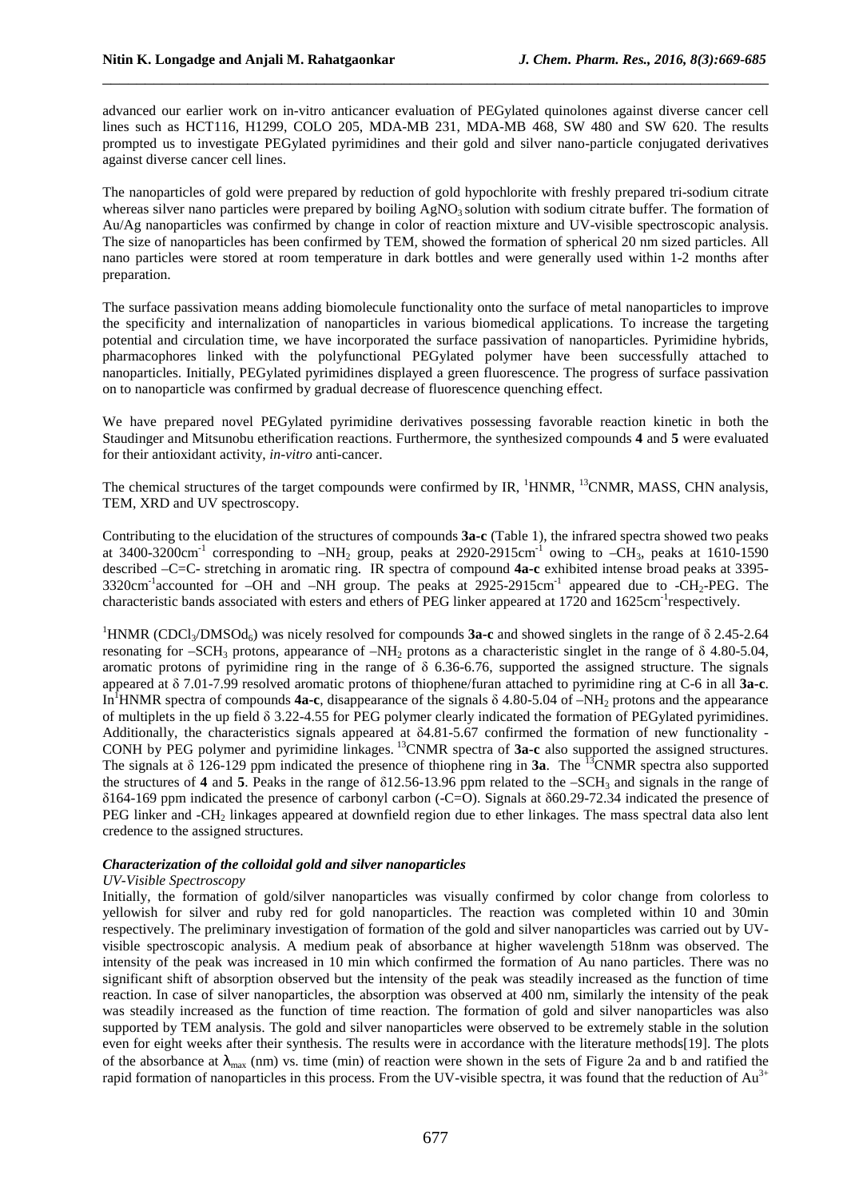advanced our earlier work on in-vitro anticancer evaluation of PEGylated quinolones against diverse cancer cell lines such as HCT116, H1299, COLO 205, MDA-MB 231, MDA-MB 468, SW 480 and SW 620. The results prompted us to investigate PEGylated pyrimidines and their gold and silver nano-particle conjugated derivatives against diverse cancer cell lines.

The nanoparticles of gold were prepared by reduction of gold hypochlorite with freshly prepared tri-sodium citrate whereas silver nano particles were prepared by boiling $AgNO_3$ solution with sodium citrate buffer. The formation of Au/Ag nanoparticles was confirmed by change in color of reaction mixture and UV-visible spectroscopic analysis. The size of nanoparticles has been confirmed by TEM, showed the formation of spherical 20 nm sized particles. All nano particles were stored at room temperature in dark bottles and were generally used within 1-2 months after preparation.

The surface passivation means adding biomolecule functionality onto the surface of metal nanoparticles to improve the specificity and internalization of nanoparticles in various biomedical applications. To increase the targeting potential and circulation time, we have incorporated the surface passivation of nanoparticles. Pyrimidine hybrids, pharmacophores linked with the polyfunctional PEGylated polymer have been successfully attached to nanoparticles. Initially, PEGylated pyrimidines displayed a green fluorescence. The progress of surface passivation on to nanoparticle was confirmed by gradual decrease of fluorescence quenching effect.

We have prepared novel PEGylated pyrimidine derivatives possessing favorable reaction kinetic in both the Staudinger and Mitsunobu etherification reactions. Furthermore, the synthesized compounds **4** and **5** were evaluated for their antioxidant activity, *in-vitro* anti-cancer.

The chemical structures of the target compounds were confirmed by IR, $^{1}$HNMR, $^{13}$CNMR, MASS, CHN analysis, TEM, XRD and UV spectroscopy.

Contributing to the elucidation of the structures of compounds **3a-c** (Table 1), the infrared spectra showed two peaks at 3400-3200cm$^{-1}$ corresponding to $-NH_2$ group, peaks at 2920-2915cm$^{-1}$ owing to $-CH_3$, peaks at 1610-1590 described –C=C- stretching in aromatic ring. IR spectra of compound **4a-c** exhibited intense broad peaks at 3395-3320cm$^{-1}$accounted for –OH and –NH group. The peaks at 2925-2915cm$^{-1}$ appeared due to $-CH_2$-PEG. The characteristic bands associated with esters and ethers of PEG linker appeared at 1720 and 1625cm$^{-1}$respectively.

$^{1}$HNMR ($CDCl_3$/$DMSOd_6$) was nicely resolved for compounds **3a-c** and showed singlets in the range of δ 2.45-2.64 resonating for $-SCH_3$ protons, appearance of $-NH_2$ protons as a characteristic singlet in the range of δ 4.80-5.04, aromatic protons of pyrimidine ring in the range of δ 6.36-6.76, supported the assigned structure. The signals appeared at δ 7.01-7.99 resolved aromatic protons of thiophene/furan attached to pyrimidine ring at C-6 in all **3a-c**. In$^{1}$HNMR spectra of compounds **4a-c**, disappearance of the signals δ 4.80-5.04 of $-NH_2$ protons and the appearance of multiplets in the up field δ 3.22-4.55 for PEG polymer clearly indicated the formation of PEGylated pyrimidines. Additionally, the characteristics signals appeared at δ4.81-5.67 confirmed the formation of new functionality -CONH by PEG polymer and pyrimidine linkages. $^{13}$CNMR spectra of **3a-c** also supported the assigned structures. The signals at δ 126-129 ppm indicated the presence of thiophene ring in **3a**. The $^{13}$CNMR spectra also supported the structures of **4** and **5**. Peaks in the range of δ12.56-13.96 ppm related to the $-SCH_3$ and signals in the range of δ164-169 ppm indicated the presence of carbonyl carbon (-C=O). Signals at δ60.29-72.34 indicated the presence of PEG linker and $-CH_2$ linkages appeared at downfield region due to ether linkages. The mass spectral data also lent credence to the assigned structures.

### *Characterization of the colloidal gold and silver nanoparticles*

*UV-Visible Spectroscopy*

Initially, the formation of gold/silver nanoparticles was visually confirmed by color change from colorless to yellowish for silver and ruby red for gold nanoparticles. The reaction was completed within 10 and 30min respectively. The preliminary investigation of formation of the gold and silver nanoparticles was carried out by UV-visible spectroscopic analysis. A medium peak of absorbance at higher wavelength 518nm was observed. The intensity of the peak was increased in 10 min which confirmed the formation of Au nano particles. There was no significant shift of absorption observed but the intensity of the peak was steadily increased as the function of time reaction. In case of silver nanoparticles, the absorption was observed at 400 nm, similarly the intensity of the peak was steadily increased as the function of time reaction. The formation of gold and silver nanoparticles was also supported by TEM analysis. The gold and silver nanoparticles were observed to be extremely stable in the solution even for eight weeks after their synthesis. The results were in accordance with the literature methods[19]. The plots of the absorbance at $\lambda_{max}$ (nm) vs. time (min) of reaction were shown in the sets of Figure 2a and b and ratified the rapid formation of nanoparticles in this process. From the UV-visible spectra, it was found that the reduction of $Au^{3+}$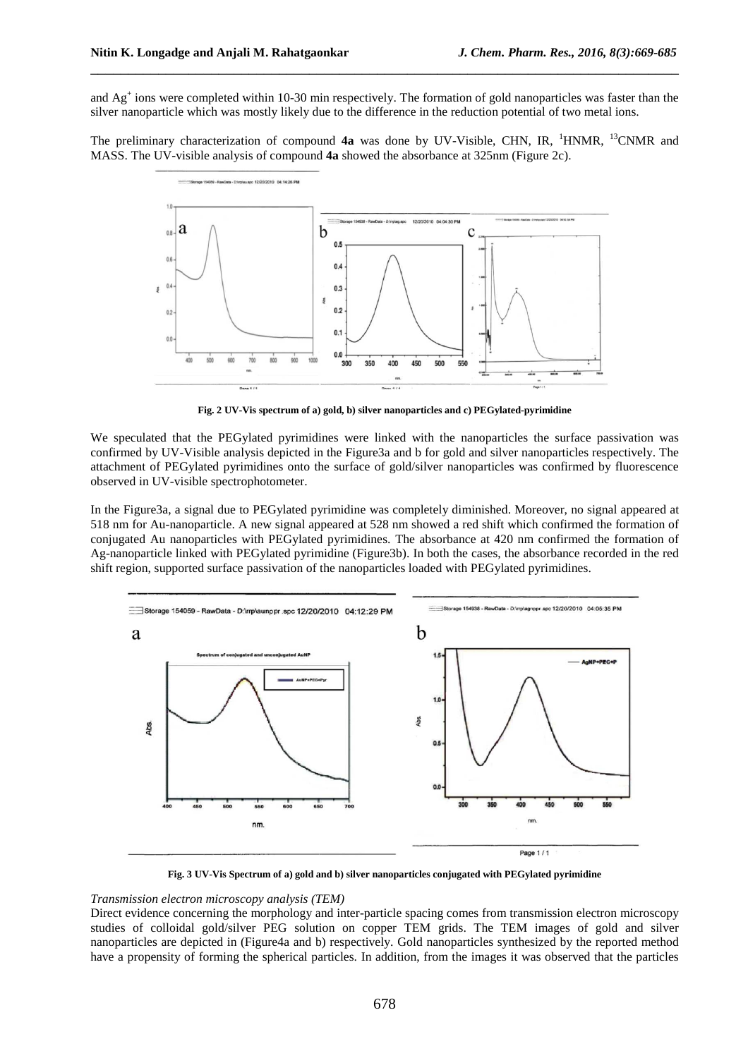and $Ag^+$ ions were completed within 10-30 min respectively. The formation of gold nanoparticles was faster than the silver nanoparticle which was mostly likely due to the difference in the reduction potential of two metal ions.

The preliminary characterization of compound **4a** was done by UV-Visible, CHN, IR, [1]HNMR, [13]CNMR and MASS. The UV-visible analysis of compound **4a** showed the absorbance at 325nm (Figure 2c).

**Fig. 2 UV-Vis spectrum of a) gold, b) silver nanoparticles and c) PEGylated-pyrimidine**

We speculated that the PEGylated pyrimidines were linked with the nanoparticles the surface passivation was confirmed by UV-Visible analysis depicted in the Figure3a and b for gold and silver nanoparticles respectively. The attachment of PEGylated pyrimidines onto the surface of gold/silver nanoparticles was confirmed by fluorescence observed in UV-visible spectrophotometer.

In the Figure3a, a signal due to PEGylated pyrimidine was completely diminished. Moreover, no signal appeared at 518 nm for Au-nanoparticle. A new signal appeared at 528 nm showed a red shift which confirmed the formation of conjugated Au nanoparticles with PEGylated pyrimidines. The absorbance at 420 nm confirmed the formation of Ag-nanoparticle linked with PEGylated pyrimidine (Figure3b). In both the cases, the absorbance recorded in the red shift region, supported surface passivation of the nanoparticles loaded with PEGylated pyrimidines.

**Fig. 3 UV-Vis Spectrum of a) gold and b) silver nanoparticles conjugated with PEGylated pyrimidine**

*Transmission electron microscopy analysis (TEM)*

Direct evidence concerning the morphology and inter-particle spacing comes from transmission electron microscopy studies of colloidal gold/silver PEG solution on copper TEM grids. The TEM images of gold and silver nanoparticles are depicted in (Figure4a and b) respectively. Gold nanoparticles synthesized by the reported method have a propensity of forming the spherical particles. In addition, from the images it was observed that the particles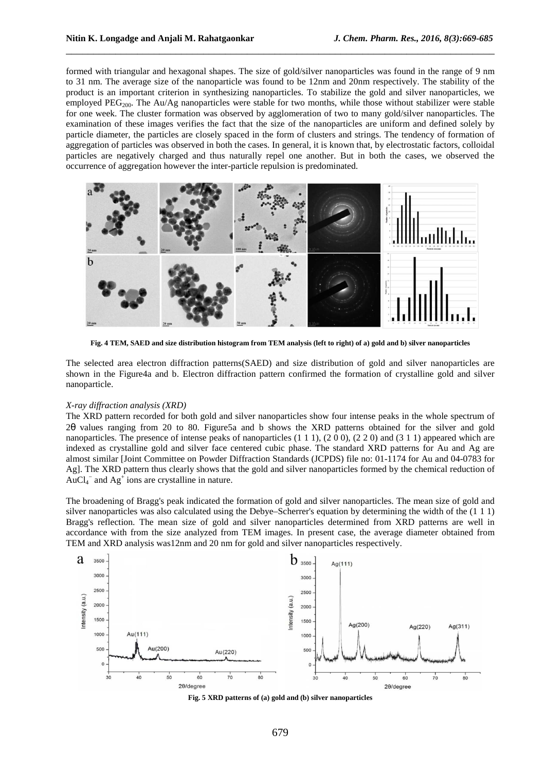formed with triangular and hexagonal shapes. The size of gold/silver nanoparticles was found in the range of 9 nm to 31 nm. The average size of the nanoparticle was found to be 12nm and 20nm respectively. The stability of the product is an important criterion in synthesizing nanoparticles. To stabilize the gold and silver nanoparticles, we employed $PEG_{200}$. The Au/Ag nanoparticles were stable for two months, while those without stabilizer were stable for one week. The cluster formation was observed by agglomeration of two to many gold/silver nanoparticles. The examination of these images verifies the fact that the size of the nanoparticles are uniform and defined solely by particle diameter, the particles are closely spaced in the form of clusters and strings. The tendency of formation of aggregation of particles was observed in both the cases. In general, it is known that, by electrostatic factors, colloidal particles are negatively charged and thus naturally repel one another. But in both the cases, we observed the occurrence of aggregation however the inter-particle repulsion is predominated.

**Fig. 4 TEM, SAED and size distribution histogram from TEM analysis (left to right) of a) gold and b) silver nanoparticles**

The selected area electron diffraction patterns(SAED) and size distribution of gold and silver nanoparticles are shown in the Figure4a and b. Electron diffraction pattern confirmed the formation of crystalline gold and silver nanoparticle.

*X-ray diffraction analysis (XRD)*

The XRD pattern recorded for both gold and silver nanoparticles show four intense peaks in the whole spectrum of 2θ values ranging from 20 to 80. Figure5a and b shows the XRD patterns obtained for the silver and gold nanoparticles. The presence of intense peaks of nanoparticles (1 1 1), (2 0 0), (2 2 0) and (3 1 1) appeared which are indexed as crystalline gold and silver face centered cubic phase. The standard XRD patterns for Au and Ag are almost similar [Joint Committee on Powder Diffraction Standards (JCPDS) file no: 01-1174 for Au and 04-0783 for Ag]. The XRD pattern thus clearly shows that the gold and silver nanoparticles formed by the chemical reduction of $AuCl_4^-$ and $Ag^+$ ions are crystalline in nature.

The broadening of Bragg's peak indicated the formation of gold and silver nanoparticles. The mean size of gold and silver nanoparticles was also calculated using the Debye–Scherrer's equation by determining the width of the (1 1 1) Bragg's reflection. The mean size of gold and silver nanoparticles determined from XRD patterns are well in accordance with from the size analyzed from TEM images. In present case, the average diameter obtained from TEM and XRD analysis was12nm and 20 nm for gold and silver nanoparticles respectively.

**Fig. 5 XRD patterns of (a) gold and (b) silver nanoparticles**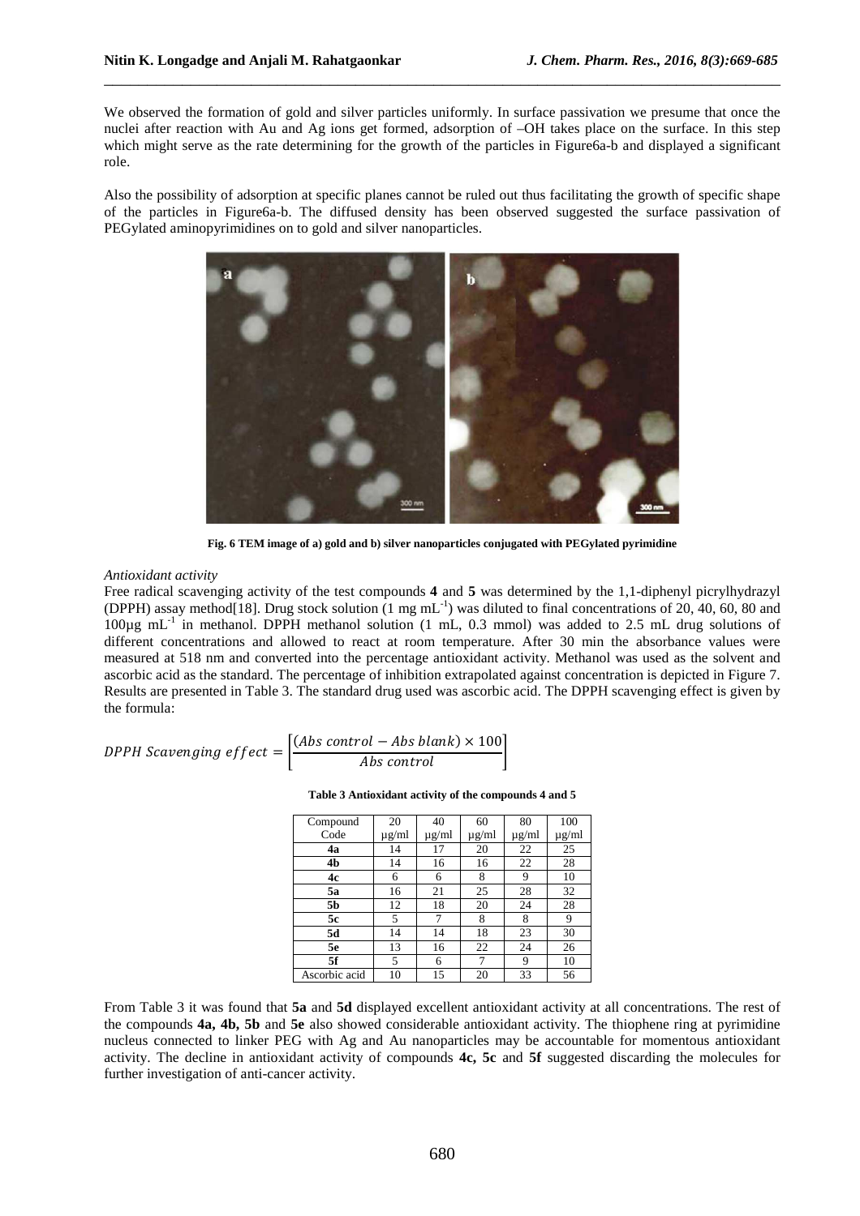We observed the formation of gold and silver particles uniformly. In surface passivation we presume that once the nuclei after reaction with Au and Ag ions get formed, adsorption of –OH takes place on the surface. In this step which might serve as the rate determining for the growth of the particles in Figure6a-b and displayed a significant role.

Also the possibility of adsorption at specific planes cannot be ruled out thus facilitating the growth of specific shape of the particles in Figure6a-b. The diffused density has been observed suggested the surface passivation of PEGylated aminopyrimidines on to gold and silver nanoparticles.

**Fig. 6 TEM image of a) gold and b) silver nanoparticles conjugated with PEGylated pyrimidine**

*Antioxidant activity*

Free radical scavenging activity of the test compounds **4** and **5** was determined by the 1,1-diphenyl picrylhydrazyl (DPPH) assay method[18]. Drug stock solution (1 mg $mL^{-1}$) was diluted to final concentrations of 20, 40, 60, 80 and 100µg $mL^{-1}$ in methanol. DPPH methanol solution (1 mL, 0.3 mmol) was added to 2.5 mL drug solutions of different concentrations and allowed to react at room temperature. After 30 min the absorbance values were measured at 518 nm and converted into the percentage antioxidant activity. Methanol was used as the solvent and ascorbic acid as the standard. The percentage of inhibition extrapolated against concentration is depicted in Figure 7. Results are presented in Table 3. The standard drug used was ascorbic acid. The DPPH scavenging effect is given by the formula:

$$DPPH\ Scavenging\ effect = \left[\frac{(Abs\ control - Abs\ blank) \times 100}{Abs\ control}\right]$$

**Table 3 Antioxidant activity of the compounds 4 and 5**

| Compound Code | 20 µg/ml | 40 µg/ml | 60 µg/ml | 80 µg/ml | 100 µg/ml |
|---|---|---|---|---|---|
| **4a** | 14 | 17 | 20 | 22 | 25 |
| **4b** | 14 | 16 | 16 | 22 | 28 |
| **4c** | 6 | 6 | 8 | 9 | 10 |
| **5a** | 16 | 21 | 25 | 28 | 32 |
| **5b** | 12 | 18 | 20 | 24 | 28 |
| **5c** | 5 | 7 | 8 | 8 | 9 |
| **5d** | 14 | 14 | 18 | 23 | 30 |
| **5e** | 13 | 16 | 22 | 24 | 26 |
| **5f** | 5 | 6 | 7 | 9 | 10 |
| Ascorbic acid | 10 | 15 | 20 | 33 | 56 |

From Table 3 it was found that **5a** and **5d** displayed excellent antioxidant activity at all concentrations. The rest of the compounds **4a, 4b, 5b** and **5e** also showed considerable antioxidant activity. The thiophene ring at pyrimidine nucleus connected to linker PEG with Ag and Au nanoparticles may be accountable for momentous antioxidant activity. The decline in antioxidant activity of compounds **4c, 5c** and **5f** suggested discarding the molecules for further investigation of anti-cancer activity.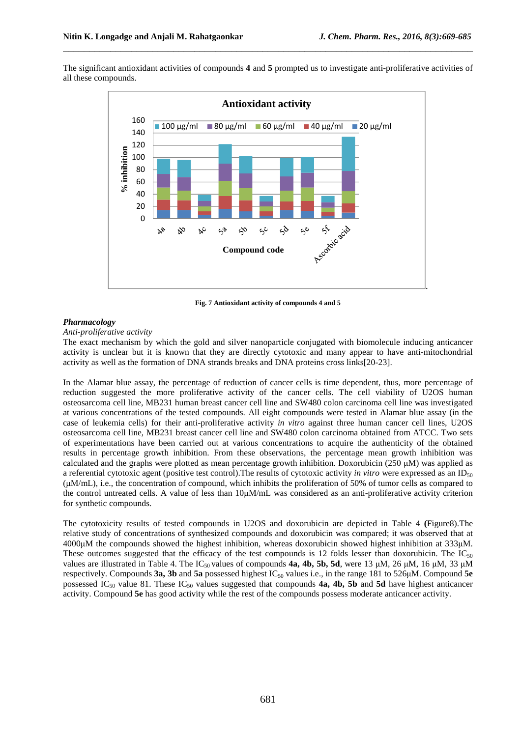The significant antioxidant activities of compounds **4** and **5** prompted us to investigate anti-proliferative activities of all these compounds.

**Fig. 7 Antioxidant activity of compounds 4 and 5**

***Pharmacology***

*Anti-proliferative activity*

The exact mechanism by which the gold and silver nanoparticle conjugated with biomolecule inducing anticancer activity is unclear but it is known that they are directly cytotoxic and many appear to have anti-mitochondrial activity as well as the formation of DNA strands breaks and DNA proteins cross links[20-23].

In the Alamar blue assay, the percentage of reduction of cancer cells is time dependent, thus, more percentage of reduction suggested the more proliferative activity of the cancer cells. The cell viability of U2OS human osteosarcoma cell line, MB231 human breast cancer cell line and SW480 colon carcinoma cell line was investigated at various concentrations of the tested compounds. All eight compounds were tested in Alamar blue assay (in the case of leukemia cells) for their anti-proliferative activity *in vitro* against three human cancer cell lines, U2OS osteosarcoma cell line, MB231 breast cancer cell line and SW480 colon carcinoma obtained from ATCC. Two sets of experimentations have been carried out at various concentrations to acquire the authenticity of the obtained results in percentage growth inhibition. From these observations, the percentage mean growth inhibition was calculated and the graphs were plotted as mean percentage growth inhibition. Doxorubicin (250 μM) was applied as a referential cytotoxic agent (positive test control).The results of cytotoxic activity *in vitro* were expressed as an $ID_{50}$ (μM/mL), i.e., the concentration of compound, which inhibits the proliferation of 50% of tumor cells as compared to the control untreated cells. A value of less than 10μM/mL was considered as an anti-proliferative activity criterion for synthetic compounds.

The cytotoxicity results of tested compounds in U2OS and doxorubicin are depicted in Table 4 **(**Figure8).The relative study of concentrations of synthesized compounds and doxorubicin was compared; it was observed that at 4000μM the compounds showed the highest inhibition, whereas doxorubicin showed highest inhibition at 333μM. These outcomes suggested that the efficacy of the test compounds is 12 folds lesser than doxorubicin. The $IC_{50}$ values are illustrated in Table 4. The $IC_{50}$ values of compounds **4a, 4b, 5b, 5d**, were 13 μM, 26 μM, 16 μM, 33 μM respectively. Compounds **3a, 3b** and **5a** possessed highest $IC_{50}$ values i.e., in the range 181 to 526μM. Compound **5e** possessed $IC_{50}$ value 81. These $IC_{50}$ values suggested that compounds **4a, 4b, 5b** and **5d** have highest anticancer activity. Compound **5e** has good activity while the rest of the compounds possess moderate anticancer activity.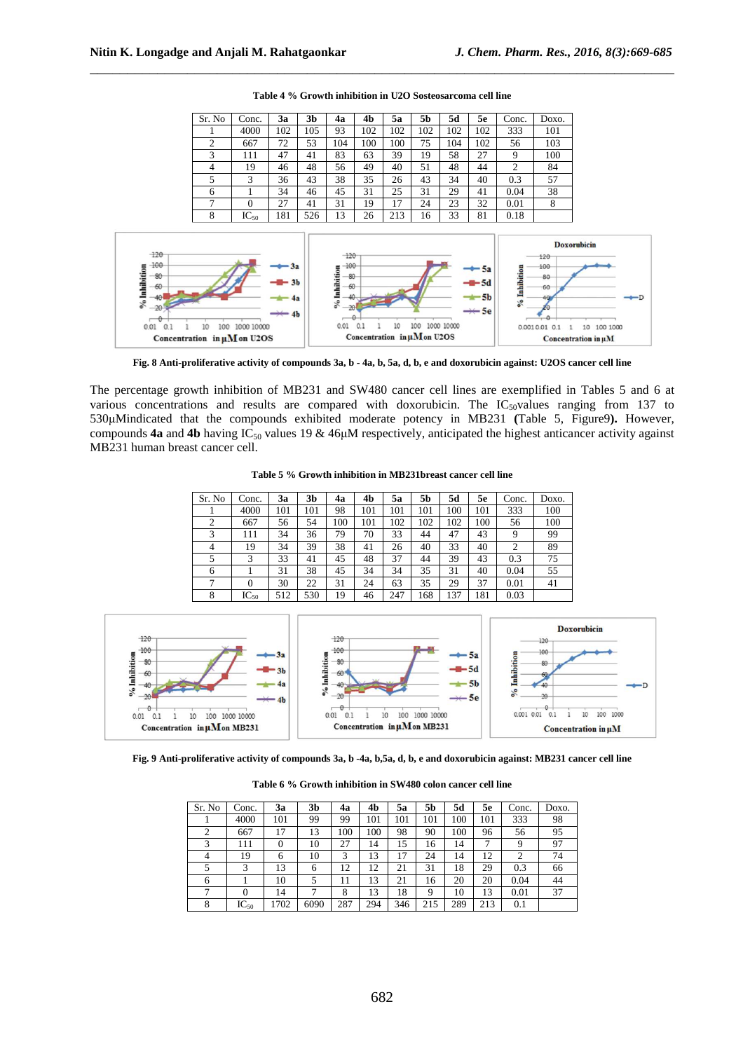**Table 4 % Growth inhibition in U2O Sosteosarcoma cell line**

| Sr. No | Conc. | 3a | 3b | 4a | 4b | 5a | 5b | 5d | 5e | Conc. | Doxo. |
|---|---|---|---|---|---|---|---|---|---|---|---|
| 1 | 4000 | 102 | 105 | 93 | 102 | 102 | 102 | 102 | 102 | 333 | 101 |
| 2 | 667 | 72 | 53 | 104 | 100 | 100 | 75 | 104 | 102 | 56 | 103 |
| 3 | 111 | 47 | 41 | 83 | 63 | 39 | 19 | 58 | 27 | 9 | 100 |
| 4 | 19 | 46 | 48 | 56 | 49 | 40 | 51 | 48 | 44 | 2 | 84 |
| 5 | 3 | 36 | 43 | 38 | 35 | 26 | 43 | 34 | 40 | 0.3 | 57 |
| 6 | 1 | 34 | 46 | 45 | 31 | 25 | 31 | 29 | 41 | 0.04 | 38 |
| 7 | 0 | 27 | 41 | 31 | 19 | 17 | 24 | 23 | 32 | 0.01 | 8 |
| 8 | $IC_{50}$ | 181 | 526 | 13 | 26 | 213 | 16 | 33 | 81 | 0.18 | |

**Fig. 8 Anti-proliferative activity of compounds 3a, b - 4a, b, 5a, d, b, e and doxorubicin against: U2OS cancer cell line**

The percentage growth inhibition of MB231 and SW480 cancer cell lines are exemplified in Tables 5 and 6 at various concentrations and results are compared with doxorubicin. The $IC_{50}$values ranging from 137 to 530µMindicated that the compounds exhibited moderate potency in MB231 **(**Table 5, Figure9**).** However, compounds **4a** and **4b** having $IC_{50}$ values 19 & 46µM respectively, anticipated the highest anticancer activity against MB231 human breast cancer cell.

**Table 5 % Growth inhibition in MB231breast cancer cell line**

| Sr. No | Conc. | 3a | 3b | 4a | 4b | 5a | 5b | 5d | 5e | Conc. | Doxo. |
|---|---|---|---|---|---|---|---|---|---|---|---|
| 1 | 4000 | 101 | 101 | 98 | 101 | 101 | 101 | 100 | 101 | 333 | 100 |
| 2 | 667 | 56 | 54 | 100 | 101 | 102 | 102 | 102 | 100 | 56 | 100 |
| 3 | 111 | 34 | 36 | 79 | 70 | 33 | 44 | 47 | 43 | 9 | 99 |
| 4 | 19 | 34 | 39 | 38 | 41 | 26 | 40 | 33 | 40 | 2 | 89 |
| 5 | 3 | 33 | 41 | 45 | 48 | 37 | 44 | 39 | 43 | 0.3 | 75 |
| 6 | 1 | 31 | 38 | 45 | 34 | 34 | 35 | 31 | 40 | 0.04 | 55 |
| 7 | 0 | 30 | 22 | 31 | 24 | 63 | 35 | 29 | 37 | 0.01 | 41 |
| 8 | $IC_{50}$ | 512 | 530 | 19 | 46 | 247 | 168 | 137 | 181 | 0.03 | |

**Fig. 9 Anti-proliferative activity of compounds 3a, b -4a, b,5a, d, b, e and doxorubicin against: MB231 cancer cell line**

**Table 6 % Growth inhibition in SW480 colon cancer cell line**

| Sr. No | Conc. | 3a | 3b | 4a | 4b | 5a | 5b | 5d | 5e | Conc. | Doxo. |
|---|---|---|---|---|---|---|---|---|---|---|---|
| 1 | 4000 | 101 | 99 | 99 | 101 | 101 | 101 | 100 | 101 | 333 | 98 |
| 2 | 667 | 17 | 13 | 100 | 100 | 98 | 90 | 100 | 96 | 56 | 95 |
| 3 | 111 | 0 | 10 | 27 | 14 | 15 | 16 | 14 | 7 | 9 | 97 |
| 4 | 19 | 6 | 10 | 3 | 13 | 17 | 24 | 14 | 12 | 2 | 74 |
| 5 | 3 | 13 | 6 | 12 | 12 | 21 | 31 | 18 | 29 | 0.3 | 66 |
| 6 | 1 | 10 | 5 | 11 | 13 | 21 | 16 | 20 | 20 | 0.04 | 44 |
| 7 | 0 | 14 | 7 | 8 | 13 | 18 | 9 | 10 | 13 | 0.01 | 37 |
| 8 | $IC_{50}$ | 1702 | 6090 | 287 | 294 | 346 | 215 | 289 | 213 | 0.1 | |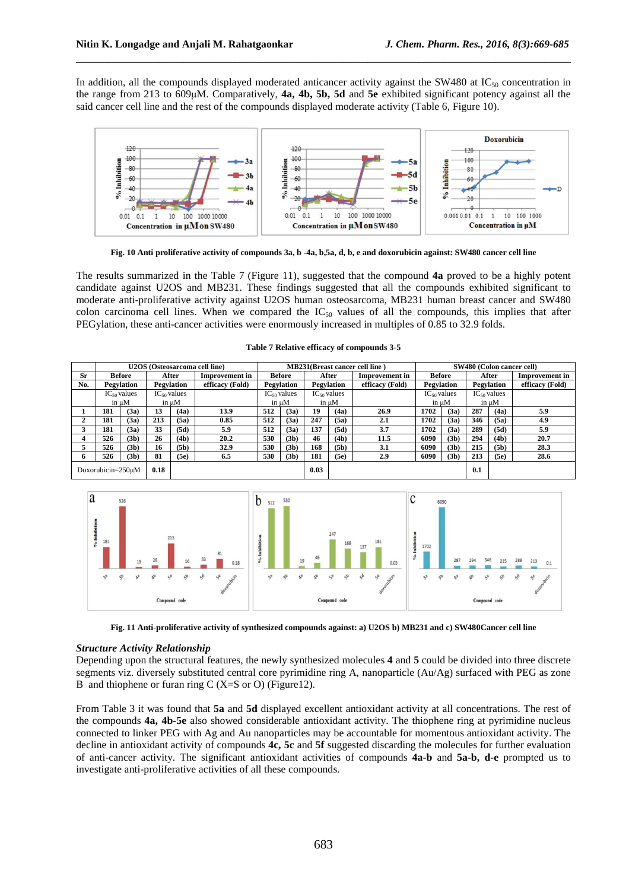In addition, all the compounds displayed moderated anticancer activity against the SW480 at $IC_{50}$ concentration in the range from 213 to 609μM. Comparatively, **4a, 4b, 5b, 5d** and **5e** exhibited significant potency against all the said cancer cell line and the rest of the compounds displayed moderate activity (Table 6, Figure 10).

**Fig. 10 Anti proliferative activity of compounds 3a, b -4a, b,5a, d, b, e and doxorubicin against: SW480 cancer cell line**

The results summarized in the Table 7 (Figure 11), suggested that the compound **4a** proved to be a highly potent candidate against U2OS and MB231. These findings suggested that all the compounds exhibited significant to moderate anti-proliferative activity against U2OS human osteosarcoma, MB231 human breast cancer and SW480 colon carcinoma cell lines. When we compared the $IC_{50}$ values of all the compounds, this implies that after PEGylation, these anti-cancer activities were enormously increased in multiples of 0.85 to 32.9 folds.

**Table 7 Relative efficacy of compounds 3-5**

| Sr No. | U2OS (Osteosarcoma cell line) | | | | | MB231(Breast cancer cell line ) | | | | | SW480 (Colon cancer cell) | | | | |
|---|---|---|---|---|---|---|---|---|---|---|---|---|---|---|---|
| | Before Pegylation $IC_{50}$ values in μM | | After Pegylation $IC_{50}$ values in μM | | Improvement in efficacy (Fold) | Before Pegylation $IC_{50}$ values in μM | | After Pegylation $IC_{50}$ values in μM | | Improvement in efficacy (Fold) | Before Pegylation $IC_{50}$ values in μM | | After Pegylation $IC_{50}$ values in μM | | Improvement in efficacy (Fold) |
| 1 | 181 | (3a) | 13 | (4a) | 13.9 | 512 | (3a) | 19 | (4a) | 26.9 | 1702 | (3a) | 287 | (4a) | 5.9 |
| 2 | 181 | (3a) | 213 | (5a) | 0.85 | 512 | (3a) | 247 | (5a) | 2.1 | 1702 | (3a) | 346 | (5a) | 4.9 |
| 3 | 181 | (3a) | 33 | (5d) | 5.9 | 512 | (3a) | 137 | (5d) | 3.7 | 1702 | (3a) | 289 | (5d) | 5.9 |
| 4 | 526 | (3b) | 26 | (4b) | 20.2 | 530 | (3b) | 46 | (4b) | 11.5 | 6090 | (3b) | 294 | (4b) | 20.7 |
| 5 | 526 | (3b) | 16 | (5b) | 32.9 | 530 | (3b) | 168 | (5b) | 3.1 | 6090 | (3b) | 215 | (5b) | 28.3 |
| 6 | 526 | (3b) | 81 | (5e) | 6.5 | 530 | (3b) | 181 | (5e) | 2.9 | 6090 | (3b) | 213 | (5e) | 28.6 |
| Doxorubicin=250μM | | | 0.18 | | | | | 0.03 | | | | | 0.1 | | |

**Fig. 11 Anti-proliferative activity of synthesized compounds against: a) U2OS b) MB231 and c) SW480Cancer cell line**

### *Structure Activity Relationship*

Depending upon the structural features, the newly synthesized molecules **4** and **5** could be divided into three discrete segments viz. diversely substituted central core pyrimidine ring A, nanoparticle (Au/Ag) surfaced with PEG as zone B and thiophene or furan ring C (X=S or O) (Figure12).

From Table 3 it was found that **5a** and **5d** displayed excellent antioxidant activity at all concentrations. The rest of the compounds **4a, 4b-5e** also showed considerable antioxidant activity. The thiophene ring at pyrimidine nucleus connected to linker PEG with Ag and Au nanoparticles may be accountable for momentous antioxidant activity. The decline in antioxidant activity of compounds **4c, 5c** and **5f** suggested discarding the molecules for further evaluation of anti-cancer activity. The significant antioxidant activities of compounds **4a-b** and **5a-b, d-e** prompted us to investigate anti-proliferative activities of all these compounds.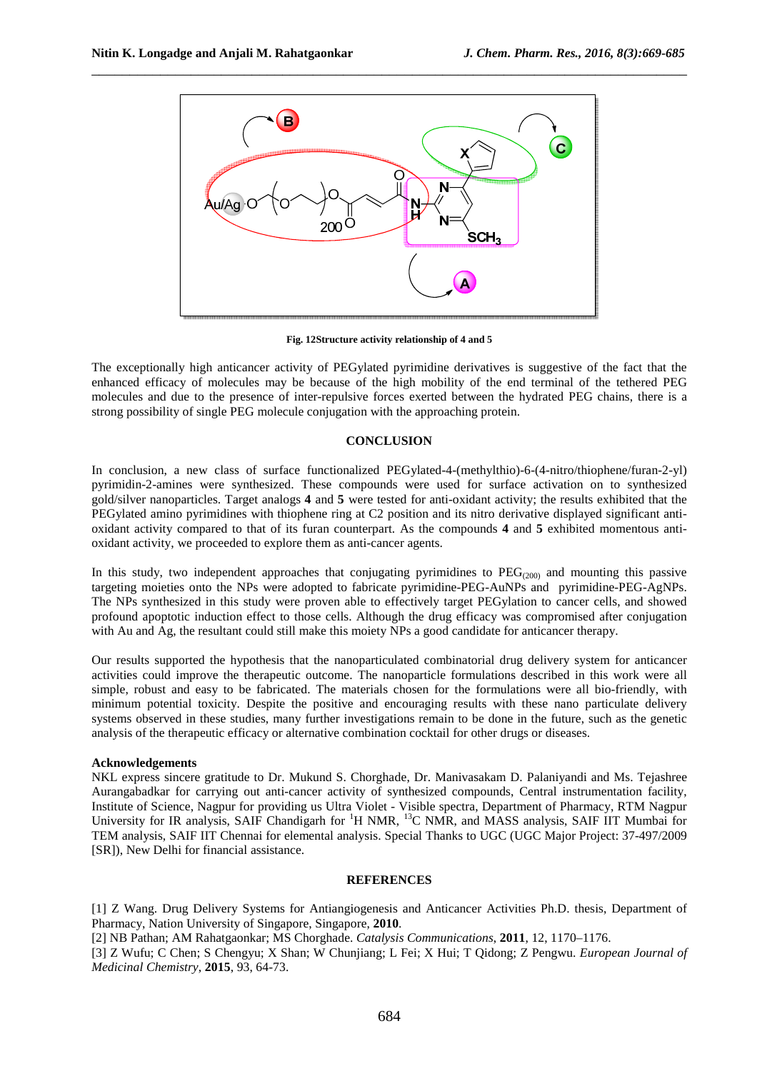**Fig. 12Structure activity relationship of 4 and 5**

The exceptionally high anticancer activity of PEGylated pyrimidine derivatives is suggestive of the fact that the enhanced efficacy of molecules may be because of the high mobility of the end terminal of the tethered PEG molecules and due to the presence of inter-repulsive forces exerted between the hydrated PEG chains, there is a strong possibility of single PEG molecule conjugation with the approaching protein.

## CONCLUSION

In conclusion, a new class of surface functionalized PEGylated-4-(methylthio)-6-(4-nitro/thiophene/furan-2-yl) pyrimidin-2-amines were synthesized. These compounds were used for surface activation on to synthesized gold/silver nanoparticles. Target analogs **4** and **5** were tested for anti-oxidant activity; the results exhibited that the PEGylated amino pyrimidines with thiophene ring at C2 position and its nitro derivative displayed significant anti-oxidant activity compared to that of its furan counterpart. As the compounds **4** and **5** exhibited momentous anti-oxidant activity, we proceeded to explore them as anti-cancer agents.

In this study, two independent approaches that conjugating pyrimidines to $PEG_{(200)}$ and mounting this passive targeting moieties onto the NPs were adopted to fabricate pyrimidine-PEG-AuNPs and pyrimidine-PEG-AgNPs. The NPs synthesized in this study were proven able to effectively target PEGylation to cancer cells, and showed profound apoptotic induction effect to those cells. Although the drug efficacy was compromised after conjugation with Au and Ag, the resultant could still make this moiety NPs a good candidate for anticancer therapy.

Our results supported the hypothesis that the nanoparticulated combinatorial drug delivery system for anticancer activities could improve the therapeutic outcome. The nanoparticle formulations described in this work were all simple, robust and easy to be fabricated. The materials chosen for the formulations were all bio-friendly, with minimum potential toxicity. Despite the positive and encouraging results with these nano particulate delivery systems observed in these studies, many further investigations remain to be done in the future, such as the genetic analysis of the therapeutic efficacy or alternative combination cocktail for other drugs or diseases.

### Acknowledgements

NKL express sincere gratitude to Dr. Mukund S. Chorghade, Dr. Manivasakam D. Palaniyandi and Ms. Tejashree Aurangabadkar for carrying out anti-cancer activity of synthesized compounds, Central instrumentation facility, Institute of Science, Nagpur for providing us Ultra Violet - Visible spectra, Department of Pharmacy, RTM Nagpur University for IR analysis, SAIF Chandigarh for $^{1}H$ NMR, $^{13}C$ NMR, and MASS analysis, SAIF IIT Mumbai for TEM analysis, SAIF IIT Chennai for elemental analysis. Special Thanks to UGC (UGC Major Project: 37-497/2009 [SR]), New Delhi for financial assistance.

## REFERENCES

[1] Z Wang. Drug Delivery Systems for Antiangiogenesis and Anticancer Activities Ph.D. thesis, Department of Pharmacy, Nation University of Singapore, Singapore, **2010**.

[2] NB Pathan; AM Rahatgaonkar; MS Chorghade. *Catalysis Communications*, **2011**, 12, 1170–1176.

[3] Z Wufu; C Chen; S Chengyu; X Shan; W Chunjiang; L Fei; X Hui; T Qidong; Z Pengwu. *European Journal of Medicinal Chemistry*, **2015**, 93, 64-73.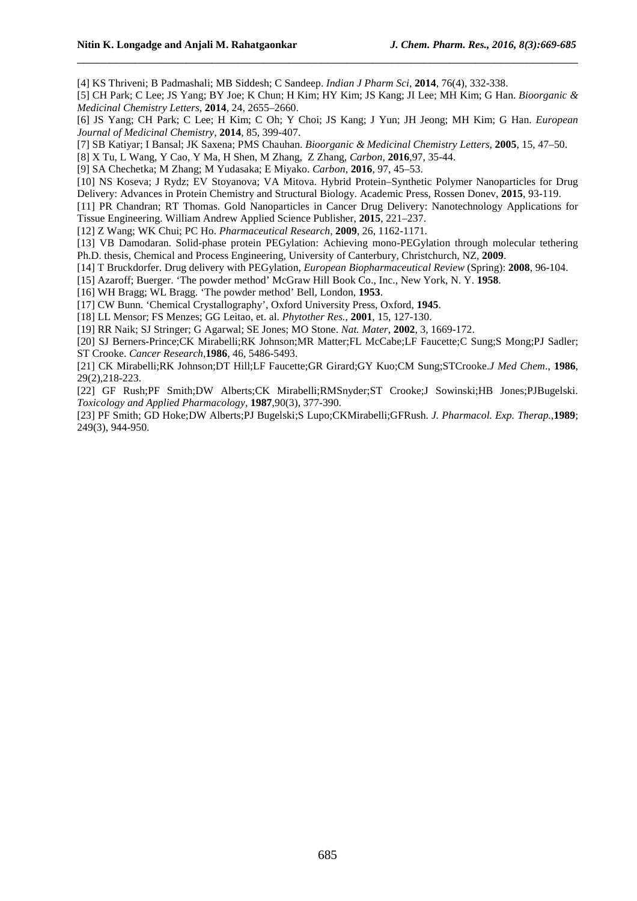[4] KS Thriveni; B Padmashali; MB Siddesh; C Sandeep. *Indian J Pharm Sci*, **2014**, 76(4), 332-338.

[5] CH Park; C Lee; JS Yang; BY Joe; K Chun; H Kim; HY Kim; JS Kang; JI Lee; MH Kim; G Han. *Bioorganic & Medicinal Chemistry Letters*, **2014**, 24, 2655–2660.

[6] JS Yang; CH Park; C Lee; H Kim; C Oh; Y Choi; JS Kang; J Yun; JH Jeong; MH Kim; G Han. *European Journal of Medicinal Chemistry*, **2014**, 85, 399-407.

[7] SB Katiyar; I Bansal; JK Saxena; PMS Chauhan. *Bioorganic & Medicinal Chemistry Letters*, **2005**, 15, 47–50.

[8] X Tu, L Wang, Y Cao, Y Ma, H Shen, M Zhang, Z Zhang, *Carbon*, **2016**,97, 35-44.

[9] SA Chechetka; M Zhang; M Yudasaka; E Miyako. *Carbon*, **2016**, 97, 45–53.

[10] NS Koseva; J Rydz; EV Stoyanova; VA Mitova. Hybrid Protein–Synthetic Polymer Nanoparticles for Drug Delivery: Advances in Protein Chemistry and Structural Biology. Academic Press, Rossen Donev, **2015**, 93-119.

[11] PR Chandran; RT Thomas. Gold Nanoparticles in Cancer Drug Delivery: Nanotechnology Applications for Tissue Engineering. William Andrew Applied Science Publisher, **2015**, 221–237.

[12] Z Wang; WK Chui; PC Ho. *Pharmaceutical Research*, **2009**, 26, 1162-1171.

[13] VB Damodaran. Solid-phase protein PEGylation: Achieving mono-PEGylation through molecular tethering Ph.D. thesis, Chemical and Process Engineering, University of Canterbury, Christchurch, NZ, **2009**.

[14] T Bruckdorfer. Drug delivery with PEGylation, *European Biopharmaceutical Review* (Spring): **2008**, 96-104.

[15] Azaroff; Buerger. 'The powder method' McGraw Hill Book Co., Inc., New York, N. Y. **1958**.

[16] WH Bragg; WL Bragg. 'The powder method' Bell, London, **1953**.

[17] CW Bunn. 'Chemical Crystallography', Oxford University Press, Oxford, **1945**.

[18] LL Mensor; FS Menzes; GG Leitao, et. al. *Phytother Res.*, **2001**, 15, 127-130.

[19] RR Naik; SJ Stringer; G Agarwal; SE Jones; MO Stone. *Nat. Mater*, **2002**, 3, 1669-172.

[20] SJ Berners-Prince;CK Mirabelli;RK Johnson;MR Matter;FL McCabe;LF Faucette;C Sung;S Mong;PJ Sadler; ST Crooke. *Cancer Research*,**1986**, 46, 5486-5493.

[21] CK Mirabelli;RK Johnson;DT Hill;LF Faucette;GR Girard;GY Kuo;CM Sung;STCrooke.*J Med Chem*., **1986**, 29(2),218-223.

[22] GF Rush;PF Smith;DW Alberts;CK Mirabelli;RMSnyder;ST Crooke;J Sowinski;HB Jones;PJBugelski. *Toxicology and Applied Pharmacology*, **1987**,90(3), 377-390.

[23] PF Smith; GD Hoke;DW Alberts;PJ Bugelski;S Lupo;CKMirabelli;GFRush. *J. Pharmacol. Exp. Therap.*,**1989**; 249(3), 944-950.